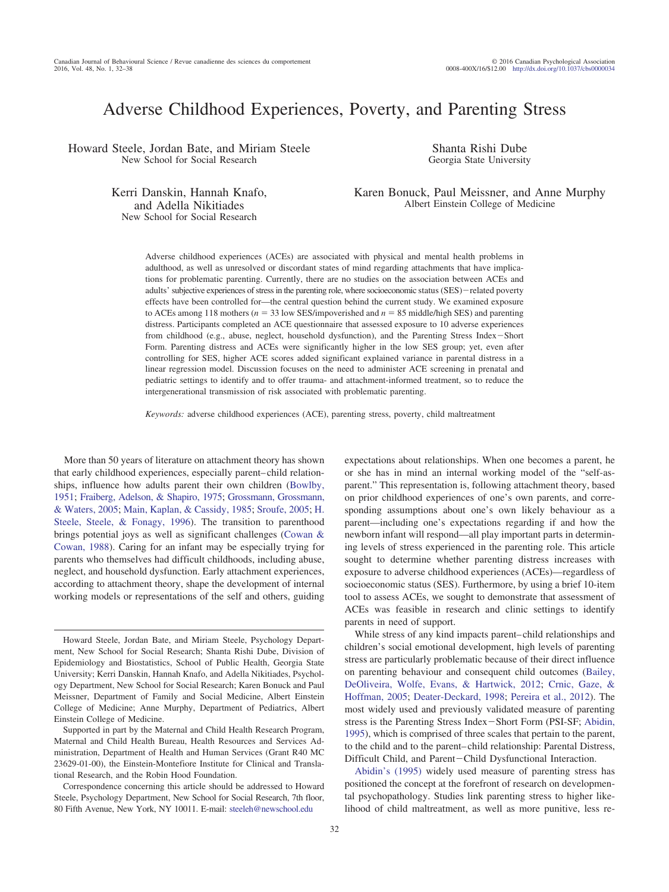# Adverse Childhood Experiences, Poverty, and Parenting Stress

Howard Steele, Jordan Bate, and Miriam Steele
New School for Social Research

Shanta Rishi Dube
Georgia State University

Kerri Danskin, Hannah Knafo, and Adella Nikitiades
New School for Social Research

Karen Bonuck, Paul Meissner, and Anne Murphy
Albert Einstein College of Medicine

Adverse childhood experiences (ACEs) are associated with physical and mental health problems in adulthood, as well as unresolved or discordant states of mind regarding attachments that have implications for problematic parenting. Currently, there are no studies on the association between ACEs and adults' subjective experiences of stress in the parenting role, where socioeconomic status (SES)–related poverty effects have been controlled for—the central question behind the current study. We examined exposure to ACEs among 118 mothers ($n = 33$ low SES/impoverished and $n = 85$ middle/high SES) and parenting distress. Participants completed an ACE questionnaire that assessed exposure to 10 adverse experiences from childhood (e.g., abuse, neglect, household dysfunction), and the Parenting Stress Index–Short Form. Parenting distress and ACEs were significantly higher in the low SES group; yet, even after controlling for SES, higher ACE scores added significant explained variance in parental distress in a linear regression model. Discussion focuses on the need to administer ACE screening in prenatal and pediatric settings to identify and to offer trauma- and attachment-informed treatment, so to reduce the intergenerational transmission of risk associated with problematic parenting.

*Keywords:* adverse childhood experiences (ACE), parenting stress, poverty, child maltreatment

More than 50 years of literature on attachment theory has shown that early childhood experiences, especially parent–child relationships, influence how adults parent their own children (Bowlby, 1951; Fraiberg, Adelson, & Shapiro, 1975; Grossmann, Grossmann, & Waters, 2005; Main, Kaplan, & Cassidy, 1985; Sroufe, 2005; H. Steele, Steele, & Fonagy, 1996). The transition to parenthood brings potential joys as well as significant challenges (Cowan & Cowan, 1988). Caring for an infant may be especially trying for parents who themselves had difficult childhoods, including abuse, neglect, and household dysfunction. Early attachment experiences, according to attachment theory, shape the development of internal working models or representations of the self and others, guiding expectations about relationships. When one becomes a parent, he or she has in mind an internal working model of the "self-as-parent." This representation is, following attachment theory, based on prior childhood experiences of one's own parents, and corresponding assumptions about one's own likely behaviour as a parent—including one's expectations regarding if and how the newborn infant will respond—all play important parts in determining levels of stress experienced in the parenting role. This article sought to determine whether parenting distress increases with exposure to adverse childhood experiences (ACEs)—regardless of socioeconomic status (SES). Furthermore, by using a brief 10-item tool to assess ACEs, we sought to demonstrate that assessment of ACEs was feasible in research and clinic settings to identify parents in need of support.

While stress of any kind impacts parent–child relationships and children's social emotional development, high levels of parenting stress are particularly problematic because of their direct influence on parenting behaviour and consequent child outcomes (Bailey, DeOliveira, Wolfe, Evans, & Hartwick, 2012; Crnic, Gaze, & Hoffman, 2005; Deater-Deckard, 1998; Pereira et al., 2012). The most widely used and previously validated measure of parenting stress is the Parenting Stress Index–Short Form (PSI-SF; Abidin, 1995), which is comprised of three scales that pertain to the parent, to the child and to the parent–child relationship: Parental Distress, Difficult Child, and Parent–Child Dysfunctional Interaction.

Abidin's (1995) widely used measure of parenting stress has positioned the concept at the forefront of research on developmental psychopathology. Studies link parenting stress to higher likelihood of child maltreatment, as well as more punitive, less re-

Howard Steele, Jordan Bate, and Miriam Steele, Psychology Department, New School for Social Research; Shanta Rishi Dube, Division of Epidemiology and Biostatistics, School of Public Health, Georgia State University; Kerri Danskin, Hannah Knafo, and Adella Nikitiades, Psychology Department, New School for Social Research; Karen Bonuck and Paul Meissner, Department of Family and Social Medicine, Albert Einstein College of Medicine; Anne Murphy, Department of Pediatrics, Albert Einstein College of Medicine.

Supported in part by the Maternal and Child Health Research Program, Maternal and Child Health Bureau, Health Resources and Services Administration, Department of Health and Human Services (Grant R40 MC 23629-01-00), the Einstein-Montefiore Institute for Clinical and Translational Research, and the Robin Hood Foundation.

Correspondence concerning this article should be addressed to Howard Steele, Psychology Department, New School for Social Research, 7th floor, 80 Fifth Avenue, New York, NY 10011. E-mail: steeleh@newschool.edu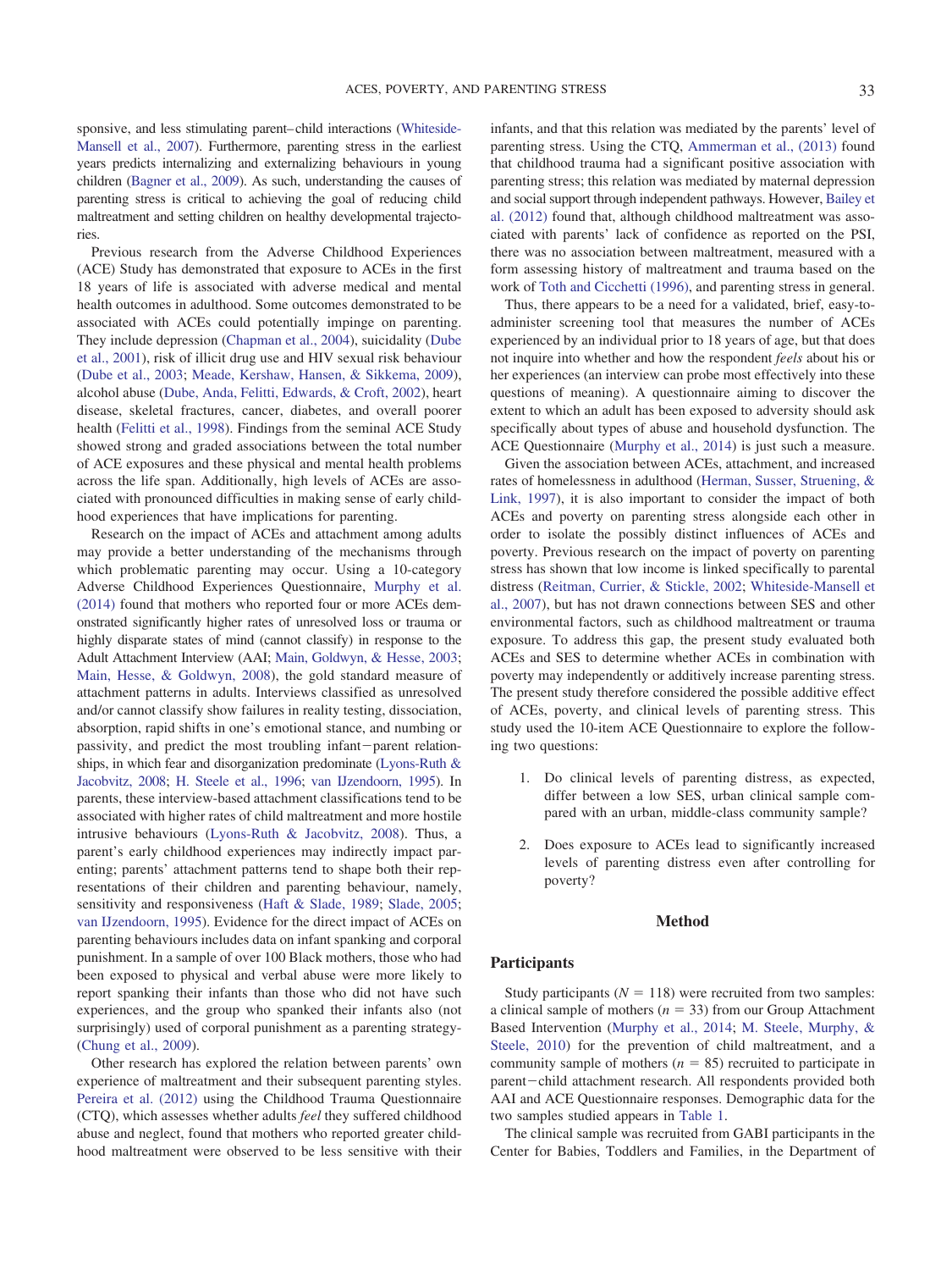sponsive, and less stimulating parent–child interactions (Whiteside-Mansell et al., 2007). Furthermore, parenting stress in the earliest years predicts internalizing and externalizing behaviours in young children (Bagner et al., 2009). As such, understanding the causes of parenting stress is critical to achieving the goal of reducing child maltreatment and setting children on healthy developmental trajectories.

Previous research from the Adverse Childhood Experiences (ACE) Study has demonstrated that exposure to ACEs in the first 18 years of life is associated with adverse medical and mental health outcomes in adulthood. Some outcomes demonstrated to be associated with ACEs could potentially impinge on parenting. They include depression (Chapman et al., 2004), suicidality (Dube et al., 2001), risk of illicit drug use and HIV sexual risk behaviour (Dube et al., 2003; Meade, Kershaw, Hansen, & Sikkema, 2009), alcohol abuse (Dube, Anda, Felitti, Edwards, & Croft, 2002), heart disease, skeletal fractures, cancer, diabetes, and overall poorer health (Felitti et al., 1998). Findings from the seminal ACE Study showed strong and graded associations between the total number of ACE exposures and these physical and mental health problems across the life span. Additionally, high levels of ACEs are associated with pronounced difficulties in making sense of early childhood experiences that have implications for parenting.

Research on the impact of ACEs and attachment among adults may provide a better understanding of the mechanisms through which problematic parenting may occur. Using a 10-category Adverse Childhood Experiences Questionnaire, Murphy et al. (2014) found that mothers who reported four or more ACEs demonstrated significantly higher rates of unresolved loss or trauma or highly disparate states of mind (cannot classify) in response to the Adult Attachment Interview (AAI; Main, Goldwyn, & Hesse, 2003; Main, Hesse, & Goldwyn, 2008), the gold standard measure of attachment patterns in adults. Interviews classified as unresolved and/or cannot classify show failures in reality testing, dissociation, absorption, rapid shifts in one's emotional stance, and numbing or passivity, and predict the most troubling infant−parent relationships, in which fear and disorganization predominate (Lyons-Ruth & Jacobvitz, 2008; H. Steele et al., 1996; van IJzendoorn, 1995). In parents, these interview-based attachment classifications tend to be associated with higher rates of child maltreatment and more hostile intrusive behaviours (Lyons-Ruth & Jacobvitz, 2008). Thus, a parent's early childhood experiences may indirectly impact parenting; parents' attachment patterns tend to shape both their representations of their children and parenting behaviour, namely, sensitivity and responsiveness (Haft & Slade, 1989; Slade, 2005; van IJzendoorn, 1995). Evidence for the direct impact of ACEs on parenting behaviours includes data on infant spanking and corporal punishment. In a sample of over 100 Black mothers, those who had been exposed to physical and verbal abuse were more likely to report spanking their infants than those who did not have such experiences, and the group who spanked their infants also (not surprisingly) used of corporal punishment as a parenting strategy-(Chung et al., 2009).

Other research has explored the relation between parents' own experience of maltreatment and their subsequent parenting styles. Pereira et al. (2012) using the Childhood Trauma Questionnaire (CTQ), which assesses whether adults *feel* they suffered childhood abuse and neglect, found that mothers who reported greater childhood maltreatment were observed to be less sensitive with their infants, and that this relation was mediated by the parents' level of parenting stress. Using the CTQ, Ammerman et al., (2013) found that childhood trauma had a significant positive association with parenting stress; this relation was mediated by maternal depression and social support through independent pathways. However, Bailey et al. (2012) found that, although childhood maltreatment was associated with parents' lack of confidence as reported on the PSI, there was no association between maltreatment, measured with a form assessing history of maltreatment and trauma based on the work of Toth and Cicchetti (1996), and parenting stress in general.

Thus, there appears to be a need for a validated, brief, easy-to-administer screening tool that measures the number of ACEs experienced by an individual prior to 18 years of age, but that does not inquire into whether and how the respondent *feels* about his or her experiences (an interview can probe most effectively into these questions of meaning). A questionnaire aiming to discover the extent to which an adult has been exposed to adversity should ask specifically about types of abuse and household dysfunction. The ACE Questionnaire (Murphy et al., 2014) is just such a measure.

Given the association between ACEs, attachment, and increased rates of homelessness in adulthood (Herman, Susser, Struening, & Link, 1997), it is also important to consider the impact of both ACEs and poverty on parenting stress alongside each other in order to isolate the possibly distinct influences of ACEs and poverty. Previous research on the impact of poverty on parenting stress has shown that low income is linked specifically to parental distress (Reitman, Currier, & Stickle, 2002; Whiteside-Mansell et al., 2007), but has not drawn connections between SES and other environmental factors, such as childhood maltreatment or trauma exposure. To address this gap, the present study evaluated both ACEs and SES to determine whether ACEs in combination with poverty may independently or additively increase parenting stress. The present study therefore considered the possible additive effect of ACEs, poverty, and clinical levels of parenting stress. This study used the 10-item ACE Questionnaire to explore the following two questions:

1. Do clinical levels of parenting distress, as expected, differ between a low SES, urban clinical sample compared with an urban, middle-class community sample?

2. Does exposure to ACEs lead to significantly increased levels of parenting distress even after controlling for poverty?

## Method

### Participants

Study participants ($N = 118$) were recruited from two samples: a clinical sample of mothers ($n = 33$) from our Group Attachment Based Intervention (Murphy et al., 2014; M. Steele, Murphy, & Steele, 2010) for the prevention of child maltreatment, and a community sample of mothers ($n = 85$) recruited to participate in parent−child attachment research. All respondents provided both AAI and ACE Questionnaire responses. Demographic data for the two samples studied appears in Table 1.

The clinical sample was recruited from GABI participants in the Center for Babies, Toddlers and Families, in the Department of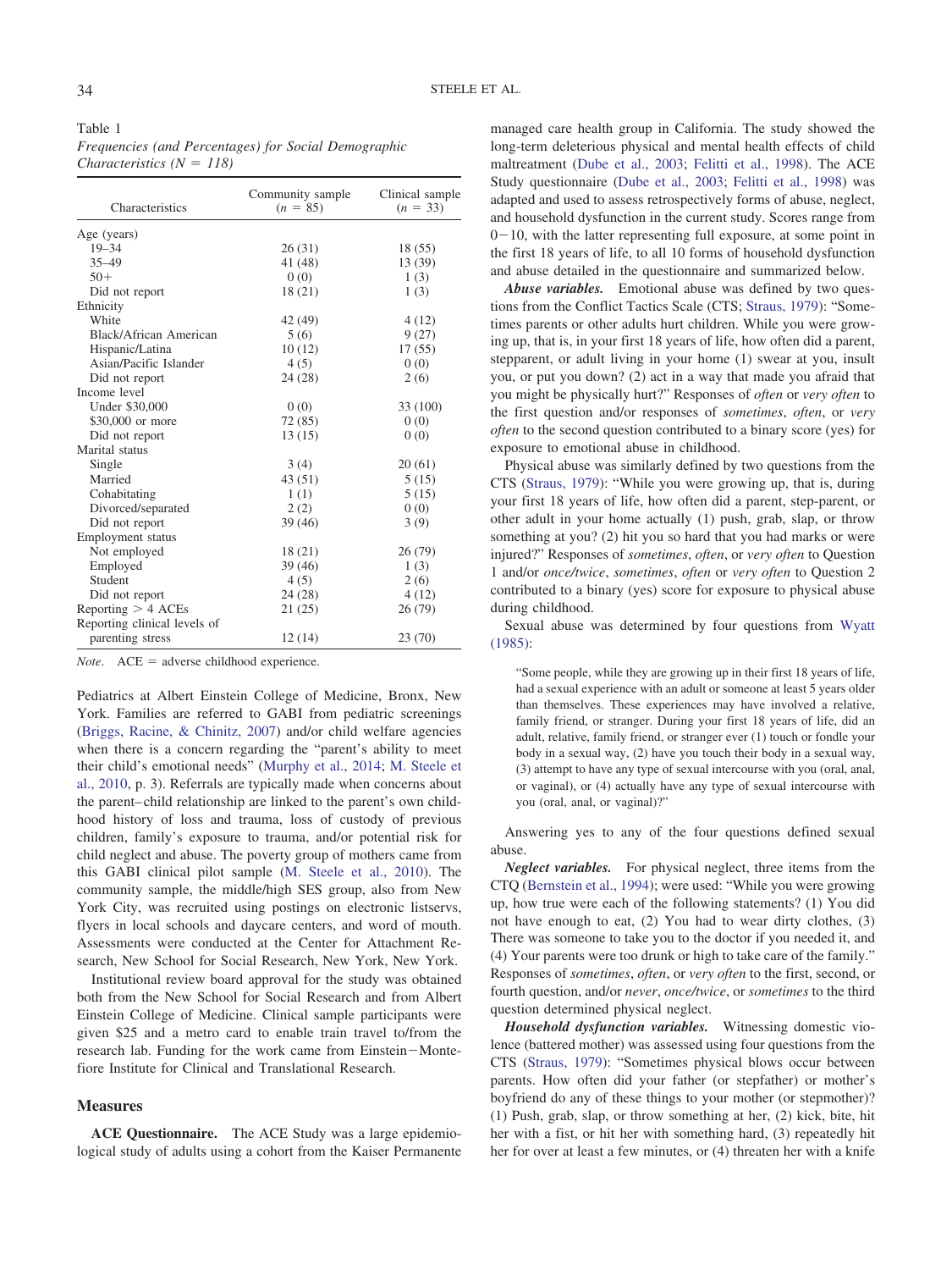Table 1
*Frequencies (and Percentages) for Social Demographic Characteristics (N = 118)*

| Characteristics | Community sample ($n$ = 85) | Clinical sample ($n$ = 33) |
|---|---|---|
| Age (years) | | |
| 19–34 | 26 (31) | 18 (55) |
| 35–49 | 41 (48) | 13 (39) |
| 50+ | 0 (0) | 1 (3) |
| Did not report | 18 (21) | 1 (3) |
| Ethnicity | | |
| White | 42 (49) | 4 (12) |
| Black/African American | 5 (6) | 9 (27) |
| Hispanic/Latina | 10 (12) | 17 (55) |
| Asian/Pacific Islander | 4 (5) | 0 (0) |
| Did not report | 24 (28) | 2 (6) |
| Income level | | |
| Under $30,000 | 0 (0) | 33 (100) |
| $30,000 or more | 72 (85) | 0 (0) |
| Did not report | 13 (15) | 0 (0) |
| Marital status | | |
| Single | 3 (4) | 20 (61) |
| Married | 43 (51) | 5 (15) |
| Cohabitating | 1 (1) | 5 (15) |
| Divorced/separated | 2 (2) | 0 (0) |
| Did not report | 39 (46) | 3 (9) |
| Employment status | | |
| Not employed | 18 (21) | 26 (79) |
| Employed | 39 (46) | 1 (3) |
| Student | 4 (5) | 2 (6) |
| Did not report | 24 (28) | 4 (12) |
| Reporting > 4 ACEs | 21 (25) | 26 (79) |
| Reporting clinical levels of parenting stress | 12 (14) | 23 (70) |

*Note*. ACE = adverse childhood experience.

Pediatrics at Albert Einstein College of Medicine, Bronx, New York. Families are referred to GABI from pediatric screenings (Briggs, Racine, & Chinitz, 2007) and/or child welfare agencies when there is a concern regarding the "parent's ability to meet their child's emotional needs" (Murphy et al., 2014; M. Steele et al., 2010, p. 3). Referrals are typically made when concerns about the parent–child relationship are linked to the parent's own childhood history of loss and trauma, loss of custody of previous children, family's exposure to trauma, and/or potential risk for child neglect and abuse. The poverty group of mothers came from this GABI clinical pilot sample (M. Steele et al., 2010). The community sample, the middle/high SES group, also from New York City, was recruited using postings on electronic listservs, flyers in local schools and daycare centers, and word of mouth. Assessments were conducted at the Center for Attachment Research, New School for Social Research, New York, New York.

Institutional review board approval for the study was obtained both from the New School for Social Research and from Albert Einstein College of Medicine. Clinical sample participants were given $25 and a metro card to enable train travel to/from the research lab. Funding for the work came from Einstein−Montefiore Institute for Clinical and Translational Research.

## Measures

**ACE Questionnaire.** The ACE Study was a large epidemiological study of adults using a cohort from the Kaiser Permanente managed care health group in California. The study showed the long-term deleterious physical and mental health effects of child maltreatment (Dube et al., 2003; Felitti et al., 1998). The ACE Study questionnaire (Dube et al., 2003; Felitti et al., 1998) was adapted and used to assess retrospectively forms of abuse, neglect, and household dysfunction in the current study. Scores range from 0−10, with the latter representing full exposure, at some point in the first 18 years of life, to all 10 forms of household dysfunction and abuse detailed in the questionnaire and summarized below.

***Abuse variables.*** Emotional abuse was defined by two questions from the Conflict Tactics Scale (CTS; Straus, 1979): "Sometimes parents or other adults hurt children. While you were growing up, that is, in your first 18 years of life, how often did a parent, stepparent, or adult living in your home (1) swear at you, insult you, or put you down? (2) act in a way that made you afraid that you might be physically hurt?" Responses of *often* or *very often* to the first question and/or responses of *sometimes*, *often*, or *very often* to the second question contributed to a binary score (yes) for exposure to emotional abuse in childhood.

Physical abuse was similarly defined by two questions from the CTS (Straus, 1979): "While you were growing up, that is, during your first 18 years of life, how often did a parent, step-parent, or other adult in your home actually (1) push, grab, slap, or throw something at you? (2) hit you so hard that you had marks or were injured?" Responses of *sometimes*, *often*, or *very often* to Question 1 and/or *once/twice*, *sometimes*, *often* or *very often* to Question 2 contributed to a binary (yes) score for exposure to physical abuse during childhood.

Sexual abuse was determined by four questions from Wyatt (1985):

> "Some people, while they are growing up in their first 18 years of life, had a sexual experience with an adult or someone at least 5 years older than themselves. These experiences may have involved a relative, family friend, or stranger. During your first 18 years of life, did an adult, relative, family friend, or stranger ever (1) touch or fondle your body in a sexual way, (2) have you touch their body in a sexual way, (3) attempt to have any type of sexual intercourse with you (oral, anal, or vaginal), or (4) actually have any type of sexual intercourse with you (oral, anal, or vaginal)?"

Answering yes to any of the four questions defined sexual abuse.

***Neglect variables.*** For physical neglect, three items from the CTQ (Bernstein et al., 1994); were used: "While you were growing up, how true were each of the following statements? (1) You did not have enough to eat, (2) You had to wear dirty clothes, (3) There was someone to take you to the doctor if you needed it, and (4) Your parents were too drunk or high to take care of the family." Responses of *sometimes*, *often*, or *very often* to the first, second, or fourth question, and/or *never*, *once/twice*, or *sometimes* to the third question determined physical neglect.

***Household dysfunction variables.*** Witnessing domestic violence (battered mother) was assessed using four questions from the CTS (Straus, 1979): "Sometimes physical blows occur between parents. How often did your father (or stepfather) or mother's boyfriend do any of these things to your mother (or stepmother)? (1) Push, grab, slap, or throw something at her, (2) kick, bite, hit her with a fist, or hit her with something hard, (3) repeatedly hit her for over at least a few minutes, or (4) threaten her with a knife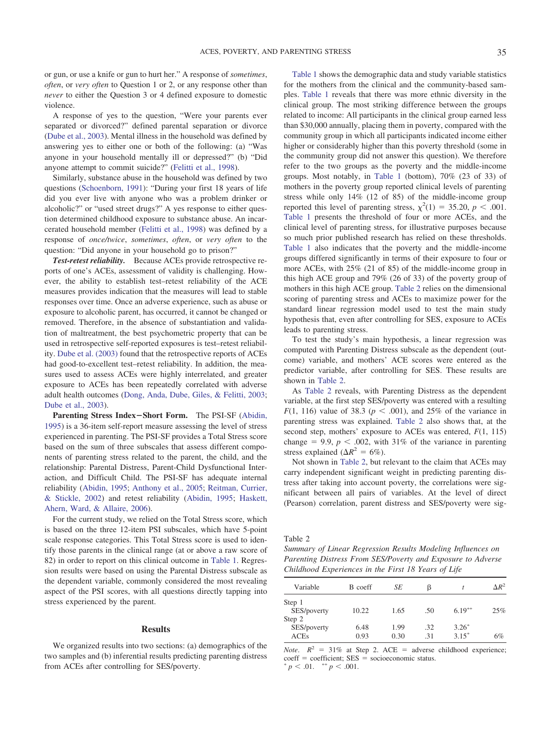or gun, or use a knife or gun to hurt her." A response of *sometimes*, *often*, or *very often* to Question 1 or 2, or any response other than *never* to either the Question 3 or 4 defined exposure to domestic violence.

A response of yes to the question, "Were your parents ever separated or divorced?" defined parental separation or divorce (Dube et al., 2003). Mental illness in the household was defined by answering yes to either one or both of the following: (a) "Was anyone in your household mentally ill or depressed?" (b) "Did anyone attempt to commit suicide?" (Felitti et al., 1998).

Similarly, substance abuse in the household was defined by two questions (Schoenborn, 1991): "During your first 18 years of life did you ever live with anyone who was a problem drinker or alcoholic?" or "used street drugs?" A yes response to either question determined childhood exposure to substance abuse. An incarcerated household member (Felitti et al., 1998) was defined by a response of *once/twice*, *sometimes*, *often*, or *very often* to the question: "Did anyone in your household go to prison?"

***Test-retest reliability.*** Because ACEs provide retrospective reports of one's ACEs, assessment of validity is challenging. However, the ability to establish test–retest reliability of the ACE measures provides indication that the measures will lead to stable responses over time. Once an adverse experience, such as abuse or exposure to alcoholic parent, has occurred, it cannot be changed or removed. Therefore, in the absence of substantiation and validation of maltreatment, the best psychometric property that can be used in retrospective self-reported exposures is test–retest reliability. Dube et al. (2003) found that the retrospective reports of ACEs had good-to-excellent test–retest reliability. In addition, the measures used to assess ACEs were highly interrelated, and greater exposure to ACEs has been repeatedly correlated with adverse adult health outcomes (Dong, Anda, Dube, Giles, & Felitti, 2003; Dube et al., 2003).

**Parenting Stress Index−Short Form.** The PSI-SF (Abidin, 1995) is a 36-item self-report measure assessing the level of stress experienced in parenting. The PSI-SF provides a Total Stress score based on the sum of three subscales that assess different components of parenting stress related to the parent, the child, and the relationship: Parental Distress, Parent-Child Dysfunctional Interaction, and Difficult Child. The PSI-SF has adequate internal reliability (Abidin, 1995; Anthony et al., 2005; Reitman, Currier, & Stickle, 2002) and retest reliability (Abidin, 1995; Haskett, Ahern, Ward, & Allaire, 2006).

For the current study, we relied on the Total Stress score, which is based on the three 12-item PSI subscales, which have 5-point scale response categories. This Total Stress score is used to identify those parents in the clinical range (at or above a raw score of 82) in order to report on this clinical outcome in Table 1. Regression results were based on using the Parental Distress subscale as the dependent variable, commonly considered the most revealing aspect of the PSI scores, with all questions directly tapping into stress experienced by the parent.

## Results

We organized results into two sections: (a) demographics of the two samples and (b) inferential results predicting parenting distress from ACEs after controlling for SES/poverty.

Table 1 shows the demographic data and study variable statistics for the mothers from the clinical and the community-based samples. Table 1 reveals that there was more ethnic diversity in the clinical group. The most striking difference between the groups related to income: All participants in the clinical group earned less than \$30,000 annually, placing them in poverty, compared with the community group in which all participants indicated income either higher or considerably higher than this poverty threshold (some in the community group did not answer this question). We therefore refer to the two groups as the poverty and the middle-income groups. Most notably, in Table 1 (bottom), 70% (23 of 33) of mothers in the poverty group reported clinical levels of parenting stress while only 14% (12 of 85) of the middle-income group reported this level of parenting stress, $\chi^2(1) = 35.20$, $p < .001$. Table 1 presents the threshold of four or more ACEs, and the clinical level of parenting stress, for illustrative purposes because so much prior published research has relied on these thresholds. Table 1 also indicates that the poverty and the middle-income groups differed significantly in terms of their exposure to four or more ACEs, with 25% (21 of 85) of the middle-income group in this high ACE group and 79% (26 of 33) of the poverty group of mothers in this high ACE group. Table 2 relies on the dimensional scoring of parenting stress and ACEs to maximize power for the standard linear regression model used to test the main study hypothesis that, even after controlling for SES, exposure to ACEs leads to parenting stress.

To test the study's main hypothesis, a linear regression was computed with Parenting Distress subscale as the dependent (outcome) variable, and mothers' ACE scores were entered as the predictor variable, after controlling for SES. These results are shown in Table 2.

As Table 2 reveals, with Parenting Distress as the dependent variable, at the first step SES/poverty was entered with a resulting $F(1, 116)$ value of 38.3 ($p < .001$), and 25% of the variance in parenting stress was explained. Table 2 also shows that, at the second step, mothers' exposure to ACEs was entered, $F(1, 115)$ change $= 9.9$, $p < .002$, with 31% of the variance in parenting stress explained ($\Delta R^2 = 6\%$).

Not shown in Table 2, but relevant to the claim that ACEs may carry independent significant weight in predicting parenting distress after taking into account poverty, the correlations were significant between all pairs of variables. At the level of direct (Pearson) correlation, parent distress and SES/poverty were sig-

Table 2
*Summary of Linear Regression Results Modeling Influences on Parenting Distress From SES/Poverty and Exposure to Adverse Childhood Experiences in the First 18 Years of Life*

| Variable | B coeff | *SE* | β | *t* | $\Delta R^2$ |
|---|---|---|---|---|---|
| Step 1 | | | | | |
| SES/poverty | 10.22 | 1.65 | .50 | 6.19** | 25% |
| Step 2 | | | | | |
| SES/poverty | 6.48 | 1.99 | .32 | 3.26* | |
| ACEs | 0.93 | 0.30 | .31 | 3.15* | 6% |

*Note.* $R^2$ = 31% at Step 2. ACE = adverse childhood experience; coeff = coefficient; SES = socioeconomic status.
* $p < .01$. ** $p < .001$.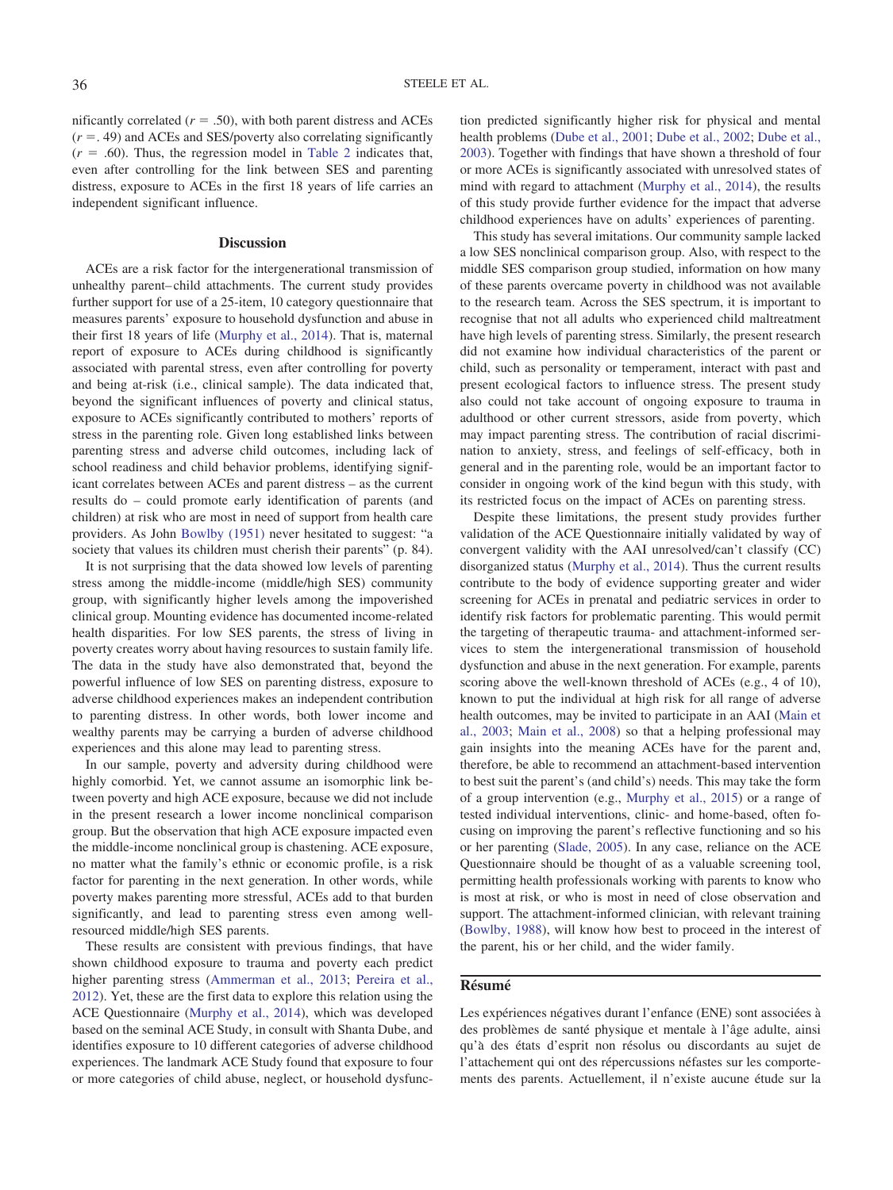nificantly correlated ($r$ = .50), with both parent distress and ACEs ($r$ = .49) and ACEs and SES/poverty also correlating significantly ($r$ = .60). Thus, the regression model in Table 2 indicates that, even after controlling for the link between SES and parenting distress, exposure to ACEs in the first 18 years of life carries an independent significant influence.

## Discussion

ACEs are a risk factor for the intergenerational transmission of unhealthy parent–child attachments. The current study provides further support for use of a 25-item, 10 category questionnaire that measures parents' exposure to household dysfunction and abuse in their first 18 years of life (Murphy et al., 2014). That is, maternal report of exposure to ACEs during childhood is significantly associated with parental stress, even after controlling for poverty and being at-risk (i.e., clinical sample). The data indicated that, beyond the significant influences of poverty and clinical status, exposure to ACEs significantly contributed to mothers' reports of stress in the parenting role. Given long established links between parenting stress and adverse child outcomes, including lack of school readiness and child behavior problems, identifying significant correlates between ACEs and parent distress – as the current results do – could promote early identification of parents (and children) at risk who are most in need of support from health care providers. As John Bowlby (1951) never hesitated to suggest: "a society that values its children must cherish their parents" (p. 84).

It is not surprising that the data showed low levels of parenting stress among the middle-income (middle/high SES) community group, with significantly higher levels among the impoverished clinical group. Mounting evidence has documented income-related health disparities. For low SES parents, the stress of living in poverty creates worry about having resources to sustain family life. The data in the study have also demonstrated that, beyond the powerful influence of low SES on parenting distress, exposure to adverse childhood experiences makes an independent contribution to parenting distress. In other words, both lower income and wealthy parents may be carrying a burden of adverse childhood experiences and this alone may lead to parenting stress.

In our sample, poverty and adversity during childhood were highly comorbid. Yet, we cannot assume an isomorphic link between poverty and high ACE exposure, because we did not include in the present research a lower income nonclinical comparison group. But the observation that high ACE exposure impacted even the middle-income nonclinical group is chastening. ACE exposure, no matter what the family's ethnic or economic profile, is a risk factor for parenting in the next generation. In other words, while poverty makes parenting more stressful, ACEs add to that burden significantly, and lead to parenting stress even among well-resourced middle/high SES parents.

These results are consistent with previous findings, that have shown childhood exposure to trauma and poverty each predict higher parenting stress (Ammerman et al., 2013; Pereira et al., 2012). Yet, these are the first data to explore this relation using the ACE Questionnaire (Murphy et al., 2014), which was developed based on the seminal ACE Study, in consult with Shanta Dube, and identifies exposure to 10 different categories of adverse childhood experiences. The landmark ACE Study found that exposure to four or more categories of child abuse, neglect, or household dysfunction predicted significantly higher risk for physical and mental health problems (Dube et al., 2001; Dube et al., 2002; Dube et al., 2003). Together with findings that have shown a threshold of four or more ACEs is significantly associated with unresolved states of mind with regard to attachment (Murphy et al., 2014), the results of this study provide further evidence for the impact that adverse childhood experiences have on adults' experiences of parenting.

This study has several imitations. Our community sample lacked a low SES nonclinical comparison group. Also, with respect to the middle SES comparison group studied, information on how many of these parents overcame poverty in childhood was not available to the research team. Across the SES spectrum, it is important to recognise that not all adults who experienced child maltreatment have high levels of parenting stress. Similarly, the present research did not examine how individual characteristics of the parent or child, such as personality or temperament, interact with past and present ecological factors to influence stress. The present study also could not take account of ongoing exposure to trauma in adulthood or other current stressors, aside from poverty, which may impact parenting stress. The contribution of racial discrimination to anxiety, stress, and feelings of self-efficacy, both in general and in the parenting role, would be an important factor to consider in ongoing work of the kind begun with this study, with its restricted focus on the impact of ACEs on parenting stress.

Despite these limitations, the present study provides further validation of the ACE Questionnaire initially validated by way of convergent validity with the AAI unresolved/can't classify (CC) disorganized status (Murphy et al., 2014). Thus the current results contribute to the body of evidence supporting greater and wider screening for ACEs in prenatal and pediatric services in order to identify risk factors for problematic parenting. This would permit the targeting of therapeutic trauma- and attachment-informed services to stem the intergenerational transmission of household dysfunction and abuse in the next generation. For example, parents scoring above the well-known threshold of ACEs (e.g., 4 of 10), known to put the individual at high risk for all range of adverse health outcomes, may be invited to participate in an AAI (Main et al., 2003; Main et al., 2008) so that a helping professional may gain insights into the meaning ACEs have for the parent and, therefore, be able to recommend an attachment-based intervention to best suit the parent's (and child's) needs. This may take the form of a group intervention (e.g., Murphy et al., 2015) or a range of tested individual interventions, clinic- and home-based, often focusing on improving the parent's reflective functioning and so his or her parenting (Slade, 2005). In any case, reliance on the ACE Questionnaire should be thought of as a valuable screening tool, permitting health professionals working with parents to know who is most at risk, or who is most in need of close observation and support. The attachment-informed clinician, with relevant training (Bowlby, 1988), will know how best to proceed in the interest of the parent, his or her child, and the wider family.

## Résumé

Les expériences négatives durant l'enfance (ENE) sont associées à des problèmes de santé physique et mentale à l'âge adulte, ainsi qu'à des états d'esprit non résolus ou discordants au sujet de l'attachement qui ont des répercussions néfastes sur les comportements des parents. Actuellement, il n'existe aucune étude sur la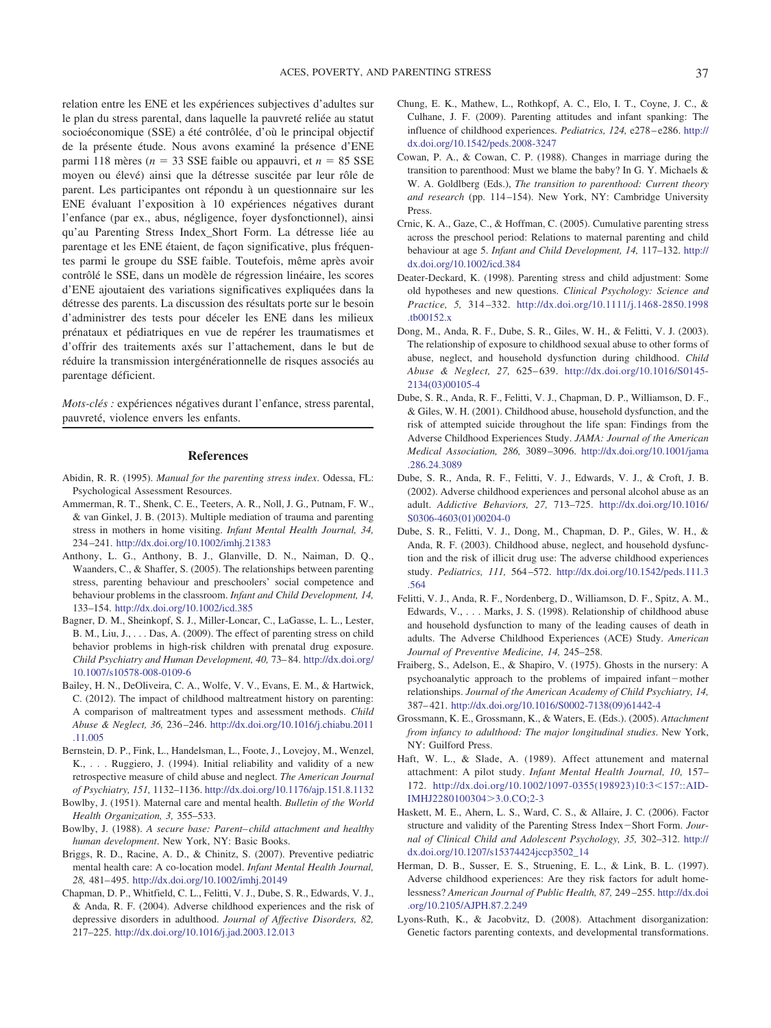relation entre les ENE et les expériences subjectives d'adultes sur le plan du stress parental, dans laquelle la pauvreté reliée au statut socioéconomique (SSE) a été contrôlée, d'où le principal objectif de la présente étude. Nous avons examiné la présence d'ENE parmi 118 mères ($n$ = 33 SSE faible ou appauvri, et $n$ = 85 SSE moyen ou élevé) ainsi que la détresse suscitée par leur rôle de parent. Les participantes ont répondu à un questionnaire sur les ENE évaluant l'exposition à 10 expériences négatives durant l'enfance (par ex., abus, négligence, foyer dysfonctionnel), ainsi qu'au Parenting Stress Index_Short Form. La détresse liée au parentage et les ENE étaient, de façon significative, plus fréquentes parmi le groupe du SSE faible. Toutefois, même après avoir contrôlé le SSE, dans un modèle de régression linéaire, les scores d'ENE ajoutaient des variations significatives expliquées dans la détresse des parents. La discussion des résultats porte sur le besoin d'administrer des tests pour déceler les ENE dans les milieux prénataux et pédiatriques en vue de repérer les traumatismes et d'offrir des traitements axés sur l'attachement, dans le but de réduire la transmission intergénérationnelle de risques associés au parentage déficient.

*Mots-clés :* expériences négatives durant l'enfance, stress parental, pauvreté, violence envers les enfants.

## References

Abidin, R. R. (1995). *Manual for the parenting stress index*. Odessa, FL: Psychological Assessment Resources.

Ammerman, R. T., Shenk, C. E., Teeters, A. R., Noll, J. G., Putnam, F. W., & van Ginkel, J. B. (2013). Multiple mediation of trauma and parenting stress in mothers in home visiting. *Infant Mental Health Journal, 34,* 234–241. http://dx.doi.org/10.1002/imhj.21383

Anthony, L. G., Anthony, B. J., Glanville, D. N., Naiman, D. Q., Waanders, C., & Shaffer, S. (2005). The relationships between parenting stress, parenting behaviour and preschoolers' social competence and behaviour problems in the classroom. *Infant and Child Development, 14,* 133–154. http://dx.doi.org/10.1002/icd.385

Bagner, D. M., Sheinkopf, S. J., Miller-Loncar, C., LaGasse, L. L., Lester, B. M., Liu, J., . . . Das, A. (2009). The effect of parenting stress on child behavior problems in high-risk children with prenatal drug exposure. *Child Psychiatry and Human Development, 40,* 73–84. http://dx.doi.org/10.1007/s10578-008-0109-6

Bailey, H. N., DeOliveira, C. A., Wolfe, V. V., Evans, E. M., & Hartwick, C. (2012). The impact of childhood maltreatment history on parenting: A comparison of maltreatment types and assessment methods. *Child Abuse & Neglect, 36,* 236–246. http://dx.doi.org/10.1016/j.chiabu.2011.11.005

Bernstein, D. P., Fink, L., Handelsman, L., Foote, J., Lovejoy, M., Wenzel, K., . . . Ruggiero, J. (1994). Initial reliability and validity of a new retrospective measure of child abuse and neglect. *The American Journal of Psychiatry, 151,* 1132–1136. http://dx.doi.org/10.1176/ajp.151.8.1132

Bowlby, J. (1951). Maternal care and mental health. *Bulletin of the World Health Organization, 3,* 355–533.

Bowlby, J. (1988). *A secure base: Parent–child attachment and healthy human development*. New York, NY: Basic Books.

Briggs, R. D., Racine, A. D., & Chinitz, S. (2007). Preventive pediatric mental health care: A co-location model. *Infant Mental Health Journal, 28,* 481–495. http://dx.doi.org/10.1002/imhj.20149

Chapman, D. P., Whitfield, C. L., Felitti, V. J., Dube, S. R., Edwards, V. J., & Anda, R. F. (2004). Adverse childhood experiences and the risk of depressive disorders in adulthood. *Journal of Affective Disorders, 82,* 217–225. http://dx.doi.org/10.1016/j.jad.2003.12.013

Chung, E. K., Mathew, L., Rothkopf, A. C., Elo, I. T., Coyne, J. C., & Culhane, J. F. (2009). Parenting attitudes and infant spanking: The influence of childhood experiences. *Pediatrics, 124,* e278–e286. http://dx.doi.org/10.1542/peds.2008-3247

Cowan, P. A., & Cowan, C. P. (1988). Changes in marriage during the transition to parenthood: Must we blame the baby? In G. Y. Michaels & W. A. Goldlberg (Eds.), *The transition to parenthood: Current theory and research* (pp. 114–154). New York, NY: Cambridge University Press.

Crnic, K. A., Gaze, C., & Hoffman, C. (2005). Cumulative parenting stress across the preschool period: Relations to maternal parenting and child behaviour at age 5. *Infant and Child Development, 14,* 117–132. http://dx.doi.org/10.1002/icd.384

Deater-Deckard, K. (1998). Parenting stress and child adjustment: Some old hypotheses and new questions. *Clinical Psychology: Science and Practice, 5,* 314–332. http://dx.doi.org/10.1111/j.1468-2850.1998.tb00152.x

Dong, M., Anda, R. F., Dube, S. R., Giles, W. H., & Felitti, V. J. (2003). The relationship of exposure to childhood sexual abuse to other forms of abuse, neglect, and household dysfunction during childhood. *Child Abuse & Neglect, 27,* 625–639. http://dx.doi.org/10.1016/S0145-2134(03)00105-4

Dube, S. R., Anda, R. F., Felitti, V. J., Chapman, D. P., Williamson, D. F., & Giles, W. H. (2001). Childhood abuse, household dysfunction, and the risk of attempted suicide throughout the life span: Findings from the Adverse Childhood Experiences Study. *JAMA: Journal of the American Medical Association, 286,* 3089–3096. http://dx.doi.org/10.1001/jama.286.24.3089

Dube, S. R., Anda, R. F., Felitti, V. J., Edwards, V. J., & Croft, J. B. (2002). Adverse childhood experiences and personal alcohol abuse as an adult. *Addictive Behaviors, 27,* 713–725. http://dx.doi.org/10.1016/S0306-4603(01)00204-0

Dube, S. R., Felitti, V. J., Dong, M., Chapman, D. P., Giles, W. H., & Anda, R. F. (2003). Childhood abuse, neglect, and household dysfunction and the risk of illicit drug use: The adverse childhood experiences study. *Pediatrics, 111,* 564–572. http://dx.doi.org/10.1542/peds.111.3.564

Felitti, V. J., Anda, R. F., Nordenberg, D., Williamson, D. F., Spitz, A. M., Edwards, V., . . . Marks, J. S. (1998). Relationship of childhood abuse and household dysfunction to many of the leading causes of death in adults. The Adverse Childhood Experiences (ACE) Study. *American Journal of Preventive Medicine, 14,* 245–258.

Fraiberg, S., Adelson, E., & Shapiro, V. (1975). Ghosts in the nursery: A psychoanalytic approach to the problems of impaired infant−mother relationships. *Journal of the American Academy of Child Psychiatry, 14,* 387–421. http://dx.doi.org/10.1016/S0002-7138(09)61442-4

Grossmann, K. E., Grossmann, K., & Waters, E. (Eds.). (2005). *Attachment from infancy to adulthood: The major longitudinal studies*. New York, NY: Guilford Press.

Haft, W. L., & Slade, A. (1989). Affect attunement and maternal attachment: A pilot study. *Infant Mental Health Journal, 10,* 157–172. http://dx.doi.org/10.1002/1097-0355(198923)10:3<157::AID-IMHJ2280100304>3.0.CO;2-3

Haskett, M. E., Ahern, L. S., Ward, C. S., & Allaire, J. C. (2006). Factor structure and validity of the Parenting Stress Index−Short Form. *Journal of Clinical Child and Adolescent Psychology, 35,* 302–312. http://dx.doi.org/10.1207/s15374424jccp3502_14

Herman, D. B., Susser, E. S., Struening, E. L., & Link, B. L. (1997). Adverse childhood experiences: Are they risk factors for adult homelessness? *American Journal of Public Health, 87,* 249–255. http://dx.doi.org/10.2105/AJPH.87.2.249

Lyons-Ruth, K., & Jacobvitz, D. (2008). Attachment disorganization: Genetic factors parenting contexts, and developmental transformations.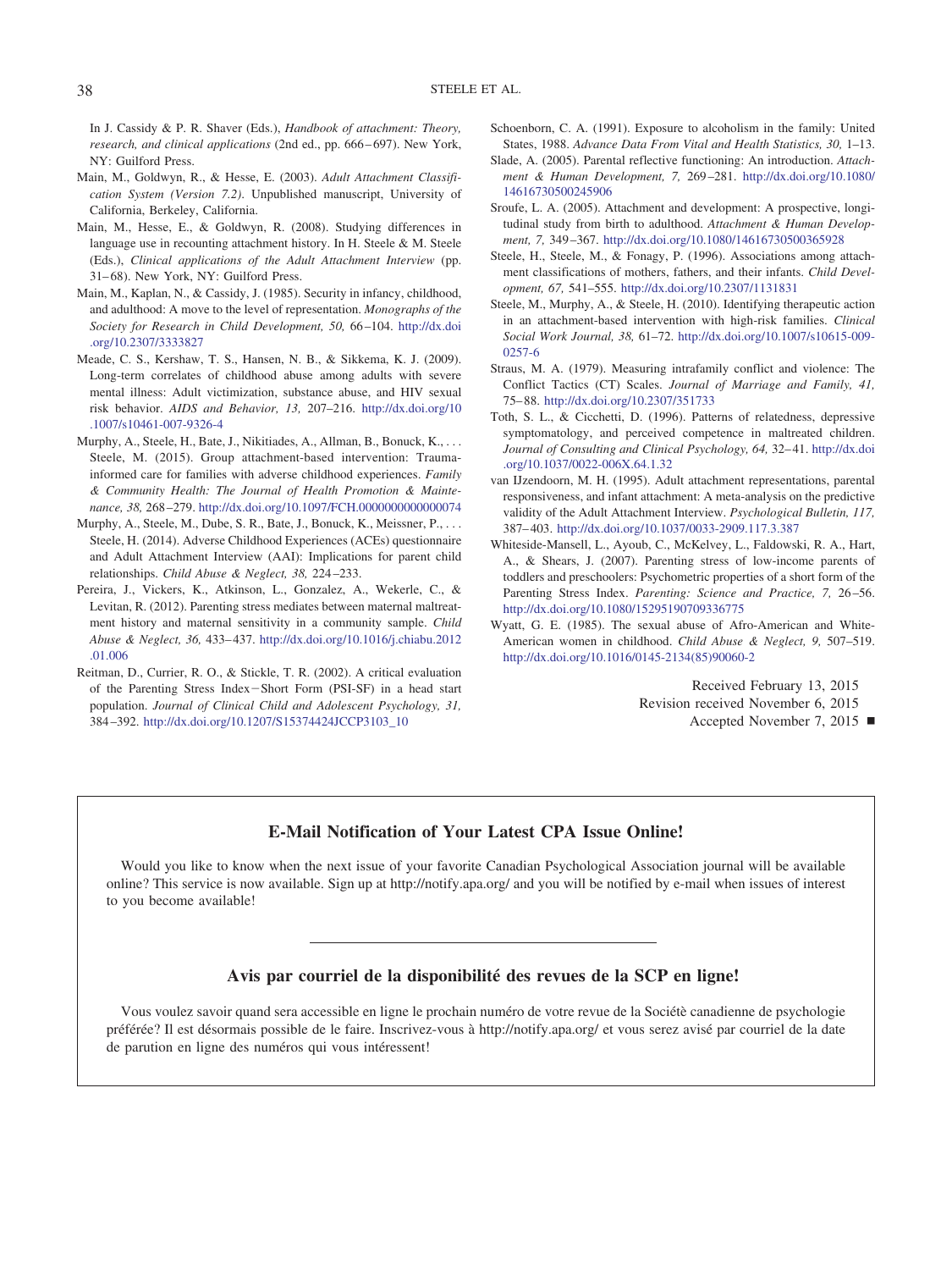In J. Cassidy & P. R. Shaver (Eds.), *Handbook of attachment: Theory, research, and clinical applications* (2nd ed., pp. 666–697). New York, NY: Guilford Press.

Main, M., Goldwyn, R., & Hesse, E. (2003). *Adult Attachment Classification System (Version 7.2)*. Unpublished manuscript, University of California, Berkeley, California.

Main, M., Hesse, E., & Goldwyn, R. (2008). Studying differences in language use in recounting attachment history. In H. Steele & M. Steele (Eds.), *Clinical applications of the Adult Attachment Interview* (pp. 31–68). New York, NY: Guilford Press.

Main, M., Kaplan, N., & Cassidy, J. (1985). Security in infancy, childhood, and adulthood: A move to the level of representation. *Monographs of the Society for Research in Child Development, 50,* 66–104. http://dx.doi.org/10.2307/3333827

Meade, C. S., Kershaw, T. S., Hansen, N. B., & Sikkema, K. J. (2009). Long-term correlates of childhood abuse among adults with severe mental illness: Adult victimization, substance abuse, and HIV sexual risk behavior. *AIDS and Behavior, 13,* 207–216. http://dx.doi.org/10.1007/s10461-007-9326-4

Murphy, A., Steele, H., Bate, J., Nikitiades, A., Allman, B., Bonuck, K., . . . Steele, M. (2015). Group attachment-based intervention: Trauma-informed care for families with adverse childhood experiences. *Family & Community Health: The Journal of Health Promotion & Maintenance, 38,* 268–279. http://dx.doi.org/10.1097/FCH.0000000000000074

Murphy, A., Steele, M., Dube, S. R., Bate, J., Bonuck, K., Meissner, P., . . . Steele, H. (2014). Adverse Childhood Experiences (ACEs) questionnaire and Adult Attachment Interview (AAI): Implications for parent child relationships. *Child Abuse & Neglect, 38,* 224–233.

Pereira, J., Vickers, K., Atkinson, L., Gonzalez, A., Wekerle, C., & Levitan, R. (2012). Parenting stress mediates between maternal maltreatment history and maternal sensitivity in a community sample. *Child Abuse & Neglect, 36,* 433–437. http://dx.doi.org/10.1016/j.chiabu.2012.01.006

Reitman, D., Currier, R. O., & Stickle, T. R. (2002). A critical evaluation of the Parenting Stress Index−Short Form (PSI-SF) in a head start population. *Journal of Clinical Child and Adolescent Psychology, 31,* 384–392. http://dx.doi.org/10.1207/S15374424JCCP3103_10

Schoenborn, C. A. (1991). Exposure to alcoholism in the family: United States, 1988. *Advance Data From Vital and Health Statistics, 30,* 1–13.

Slade, A. (2005). Parental reflective functioning: An introduction. *Attachment & Human Development, 7,* 269–281. http://dx.doi.org/10.1080/14616730500245906

Sroufe, L. A. (2005). Attachment and development: A prospective, longitudinal study from birth to adulthood. *Attachment & Human Development, 7,* 349–367. http://dx.doi.org/10.1080/14616730500365928

Steele, H., Steele, M., & Fonagy, P. (1996). Associations among attachment classifications of mothers, fathers, and their infants. *Child Development, 67,* 541–555. http://dx.doi.org/10.2307/1131831

Steele, M., Murphy, A., & Steele, H. (2010). Identifying therapeutic action in an attachment-based intervention with high-risk families. *Clinical Social Work Journal, 38,* 61–72. http://dx.doi.org/10.1007/s10615-009-0257-6

Straus, M. A. (1979). Measuring intrafamily conflict and violence: The Conflict Tactics (CT) Scales. *Journal of Marriage and Family, 41,* 75–88. http://dx.doi.org/10.2307/351733

Toth, S. L., & Cicchetti, D. (1996). Patterns of relatedness, depressive symptomatology, and perceived competence in maltreated children. *Journal of Consulting and Clinical Psychology, 64,* 32–41. http://dx.doi.org/10.1037/0022-006X.64.1.32

van IJzendoorn, M. H. (1995). Adult attachment representations, parental responsiveness, and infant attachment: A meta-analysis on the predictive validity of the Adult Attachment Interview. *Psychological Bulletin, 117,* 387–403. http://dx.doi.org/10.1037/0033-2909.117.3.387

Whiteside-Mansell, L., Ayoub, C., McKelvey, L., Faldowski, R. A., Hart, A., & Shears, J. (2007). Parenting stress of low-income parents of toddlers and preschoolers: Psychometric properties of a short form of the Parenting Stress Index. *Parenting: Science and Practice, 7,* 26–56. http://dx.doi.org/10.1080/15295190709336775

Wyatt, G. E. (1985). The sexual abuse of Afro-American and White-American women in childhood. *Child Abuse & Neglect, 9,* 507–519. http://dx.doi.org/10.1016/0145-2134(85)90060-2

Received February 13, 2015
Revision received November 6, 2015
Accepted November 7, 2015 ■

## E-Mail Notification of Your Latest CPA Issue Online!

Would you like to know when the next issue of your favorite Canadian Psychological Association journal will be available online? This service is now available. Sign up at http://notify.apa.org/ and you will be notified by e-mail when issues of interest to you become available!

## Avis par courriel de la disponibilité des revues de la SCP en ligne!

Vous voulez savoir quand sera accessible en ligne le prochain numéro de votre revue de la Sociétè canadienne de psychologie préférée? Il est désormais possible de le faire. Inscrivez-vous à http://notify.apa.org/ et vous serez avisé par courriel de la date de parution en ligne des numéros qui vous intéressent!